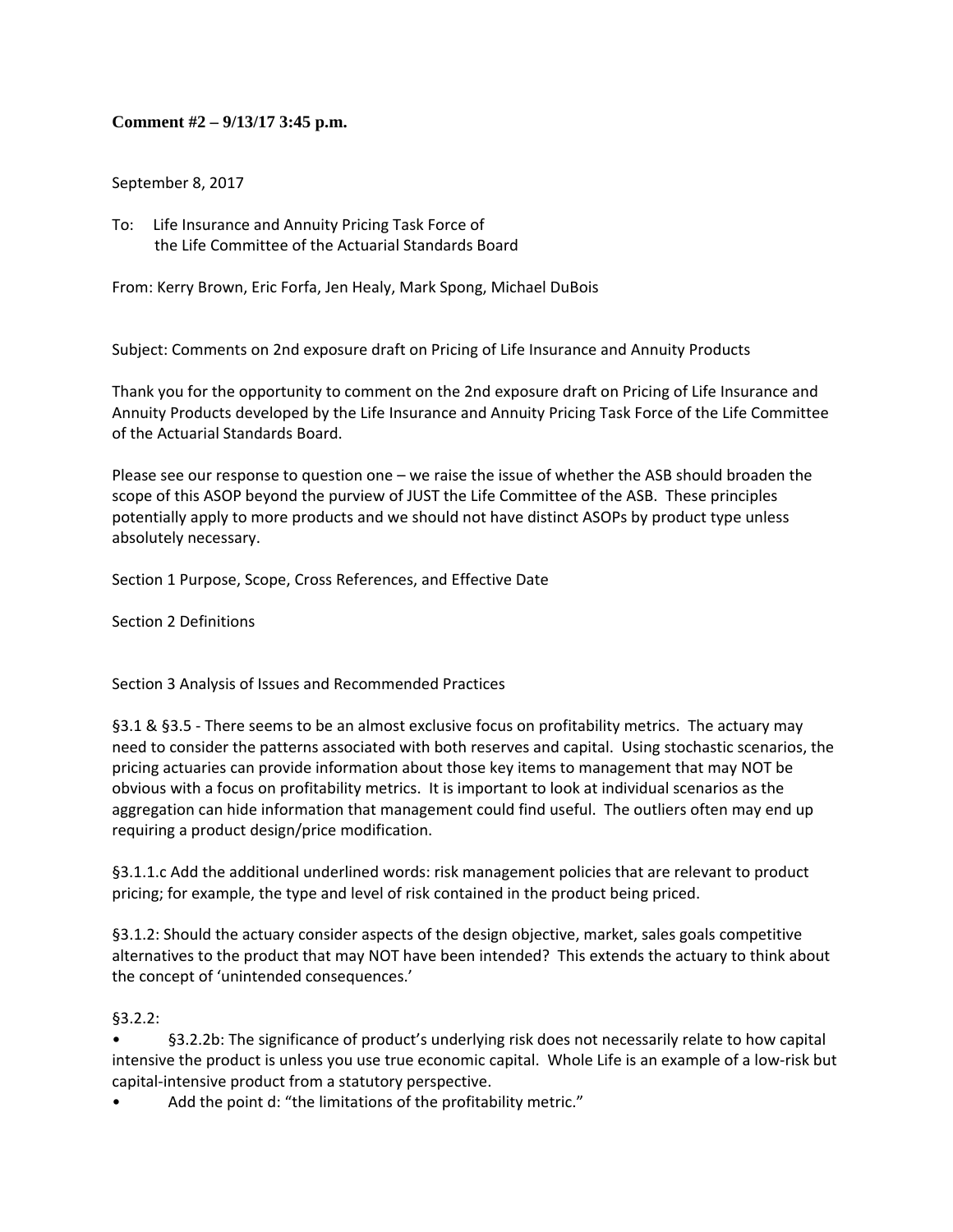**Comment #2 – 9/13/17 3:45 p.m.**

September 8, 2017

To: Life Insurance and Annuity Pricing Task Force of
the Life Committee of the Actuarial Standards Board

From: Kerry Brown, Eric Forfa, Jen Healy, Mark Spong, Michael DuBois

Subject: Comments on 2nd exposure draft on Pricing of Life Insurance and Annuity Products

Thank you for the opportunity to comment on the 2nd exposure draft on Pricing of Life Insurance and Annuity Products developed by the Life Insurance and Annuity Pricing Task Force of the Life Committee of the Actuarial Standards Board.

Please see our response to question one – we raise the issue of whether the ASB should broaden the scope of this ASOP beyond the purview of JUST the Life Committee of the ASB. These principles potentially apply to more products and we should not have distinct ASOPs by product type unless absolutely necessary.

Section 1 Purpose, Scope, Cross References, and Effective Date

Section 2 Definitions

Section 3 Analysis of Issues and Recommended Practices

§3.1 & §3.5 - There seems to be an almost exclusive focus on profitability metrics. The actuary may need to consider the patterns associated with both reserves and capital. Using stochastic scenarios, the pricing actuaries can provide information about those key items to management that may NOT be obvious with a focus on profitability metrics. It is important to look at individual scenarios as the aggregation can hide information that management could find useful. The outliers often may end up requiring a product design/price modification.

§3.1.1.c Add the additional underlined words: risk management policies that are relevant to product pricing; for example, the type and level of risk contained in the product being priced.

§3.1.2: Should the actuary consider aspects of the design objective, market, sales goals competitive alternatives to the product that may NOT have been intended? This extends the actuary to think about the concept of 'unintended consequences.'

§3.2.2:

- §3.2.2b: The significance of product's underlying risk does not necessarily relate to how capital intensive the product is unless you use true economic capital. Whole Life is an example of a low-risk but capital-intensive product from a statutory perspective.
- Add the point d: "the limitations of the profitability metric."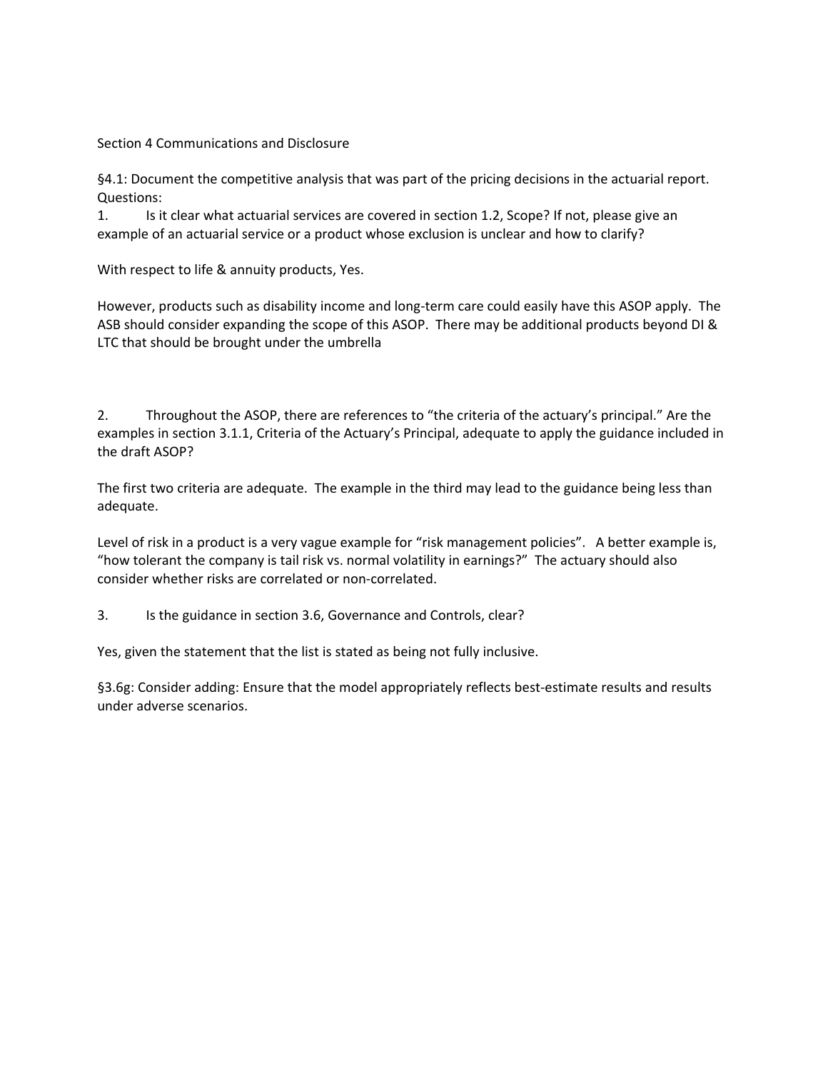Section 4 Communications and Disclosure

§4.1: Document the competitive analysis that was part of the pricing decisions in the actuarial report.

Questions:

1. Is it clear what actuarial services are covered in section 1.2, Scope? If not, please give an example of an actuarial service or a product whose exclusion is unclear and how to clarify?

With respect to life & annuity products, Yes.

However, products such as disability income and long-term care could easily have this ASOP apply. The ASB should consider expanding the scope of this ASOP. There may be additional products beyond DI & LTC that should be brought under the umbrella

2. Throughout the ASOP, there are references to "the criteria of the actuary's principal." Are the examples in section 3.1.1, Criteria of the Actuary's Principal, adequate to apply the guidance included in the draft ASOP?

The first two criteria are adequate. The example in the third may lead to the guidance being less than adequate.

Level of risk in a product is a very vague example for "risk management policies". A better example is, "how tolerant the company is tail risk vs. normal volatility in earnings?" The actuary should also consider whether risks are correlated or non-correlated.

3. Is the guidance in section 3.6, Governance and Controls, clear?

Yes, given the statement that the list is stated as being not fully inclusive.

§3.6g: Consider adding: Ensure that the model appropriately reflects best-estimate results and results under adverse scenarios.